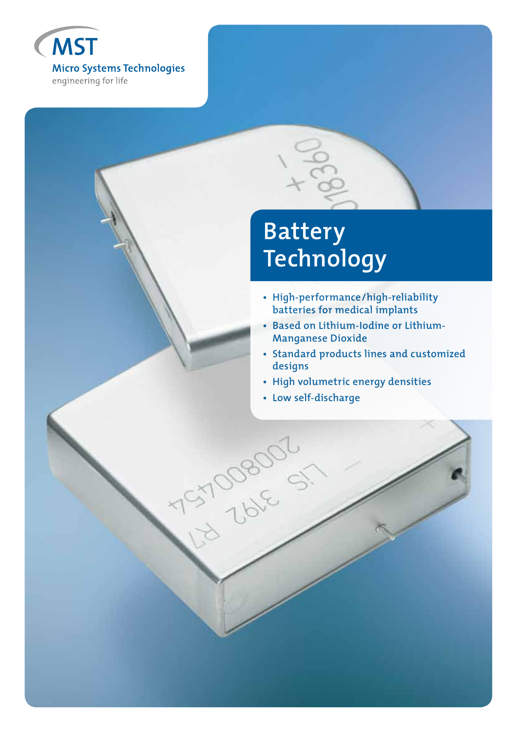MST

Micro Systems Technologies

engineering for life

# Battery Technology

- High-performance/high-reliability batteries for medical implants
- Based on Lithium-Iodine or Lithium-Manganese Dioxide
- Standard products lines and customized designs
- High volumetric energy densities
- Low self-discharge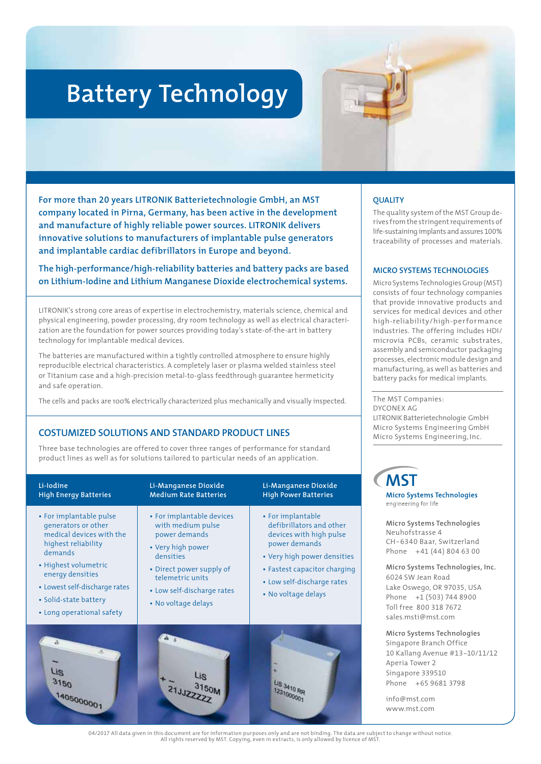# Battery Technology

**For more than 20 years LITRONIK Batterietechnologie GmbH, an MST company located in Pirna, Germany, has been active in the development and manufacture of highly reliable power sources. LITRONIK delivers innovative solutions to manufacturers of implantable pulse generators and implantable cardiac defibrillators in Europe and beyond.**

**The high-performance/high-reliability batteries and battery packs are based on Lithium-Iodine and Lithium Manganese Dioxide electrochemical systems.**

LITRONIK's strong core areas of expertise in electrochemistry, materials science, chemical and physical engineering, powder processing, dry room technology as well as electrical characterization are the foundation for power sources providing today's state-of-the-art in battery technology for implantable medical devices.

The batteries are manufactured within a tightly controlled atmosphere to ensure highly reproducible electrical characteristics. A completely laser or plasma welded stainless steel or Titanium case and a high-precision metal-to-glass feedthrough guarantee hermeticity and safe operation.

The cells and packs are 100% electrically characterized plus mechanically and visually inspected.

## COSTUMIZED SOLUTIONS AND STANDARD PRODUCT LINES

Three base technologies are offered to cover three ranges of performance for standard product lines as well as for solutions tailored to particular needs of an application.

| Li-Iodine High Energy Batteries | Li-Manganese Dioxide Medium Rate Batteries | Li-Manganese Dioxide High Power Batteries |
|---|---|---|
| • For implantable pulse generators or other medical devices with the highest reliability demands<br>• Highest volumetric energy densities<br>• Lowest self-discharge rates<br>• Solid-state battery<br>• Long operational safety | • For implantable devices with medium pulse power demands<br>• Very high power densities<br>• Direct power supply of telemetric units<br>• Low self-discharge rates<br>• No voltage delays | • For implantable defibrillators and other devices with high pulse power demands<br>• Very high power densities<br>• Fastest capacitor charging<br>• Low self-discharge rates<br>• No voltage delays |

## QUALITY

The quality system of the MST Group derives from the stringent requirements of life-sustaining implants and assures 100% traceability of processes and materials.

## MICRO SYSTEMS TECHNOLOGIES

Micro Systems Technologies Group (MST) consists of four technology companies that provide innovative products and services for medical devices and other high-reliability/high-performance industries. The offering includes HDI/microvia PCBs, ceramic substrates, assembly and semiconductor packaging processes, electronic module design and manufacturing, as well as batteries and battery packs for medical implants.

The MST Companies:
DYCONEX AG
LITRONIK Batterietechnologie GmbH
Micro Systems Engineering GmbH
Micro Systems Engineering, Inc.

MST
Micro Systems Technologies
engineering for life

**Micro Systems Technologies**
Neuhofstrasse 4
CH-6340 Baar, Switzerland
Phone +41 (44) 804 63 00

**Micro Systems Technologies, Inc.**
6024 SW Jean Road
Lake Oswego, OR 97035, USA
Phone +1 (503) 744 8900
Toll free 800 318 7672
sales.msti@mst.com

**Micro Systems Technologies**
Singapore Branch Office
10 Kallang Avenue #13–10/11/12
Aperia Tower 2
Singapore 339510
Phone +65 9681 3798

info@mst.com
www.mst.com

04/2017 All data given in this document are for information purposes only and are not binding. The data are subject to change without notice. All rights reserved by MST. Copying, even in extracts, is only allowed by licence of MST.